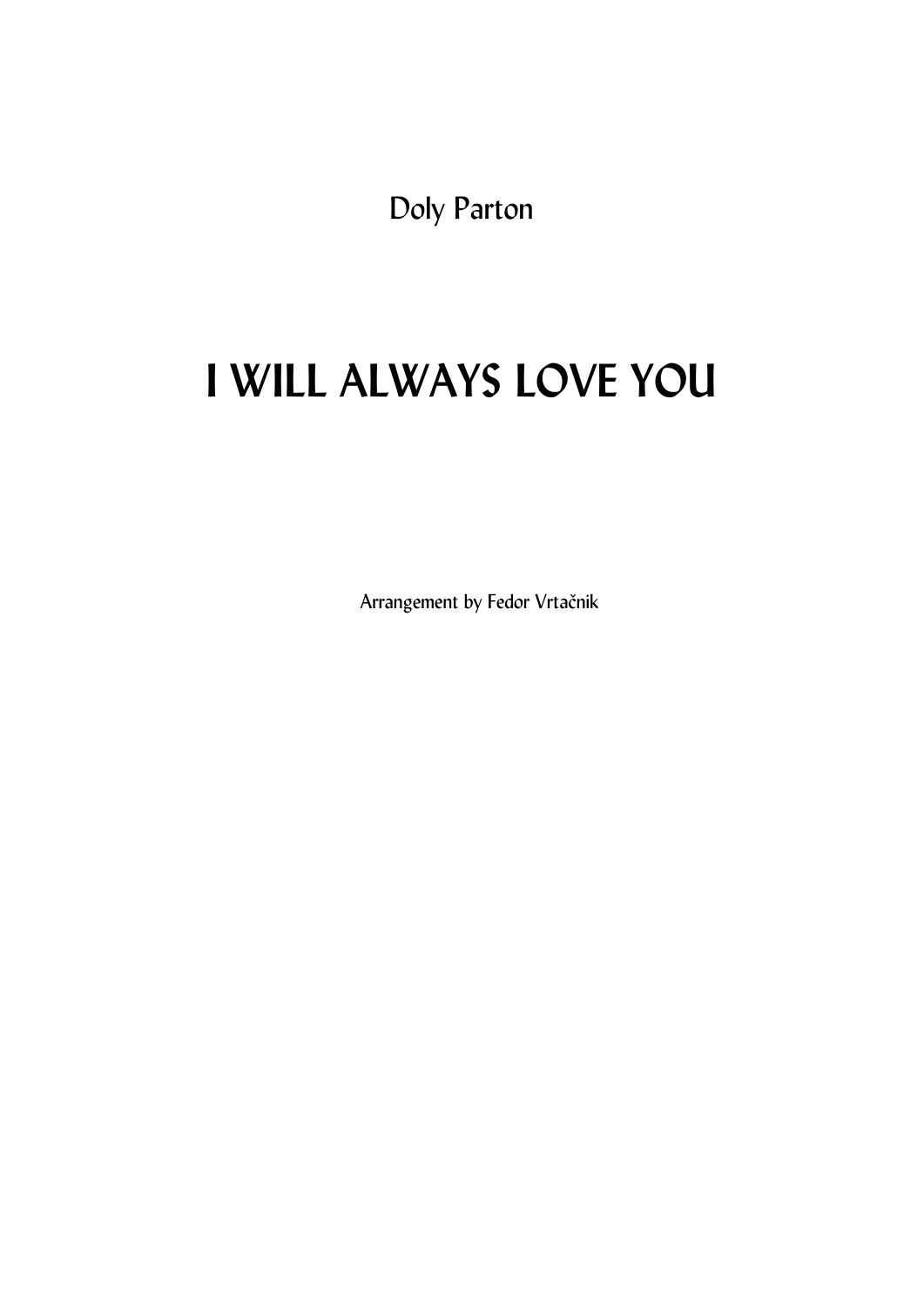Doly Parton

# I WILL ALWAYS LOVE YOU

Arrangement by Fedor Vrtačnik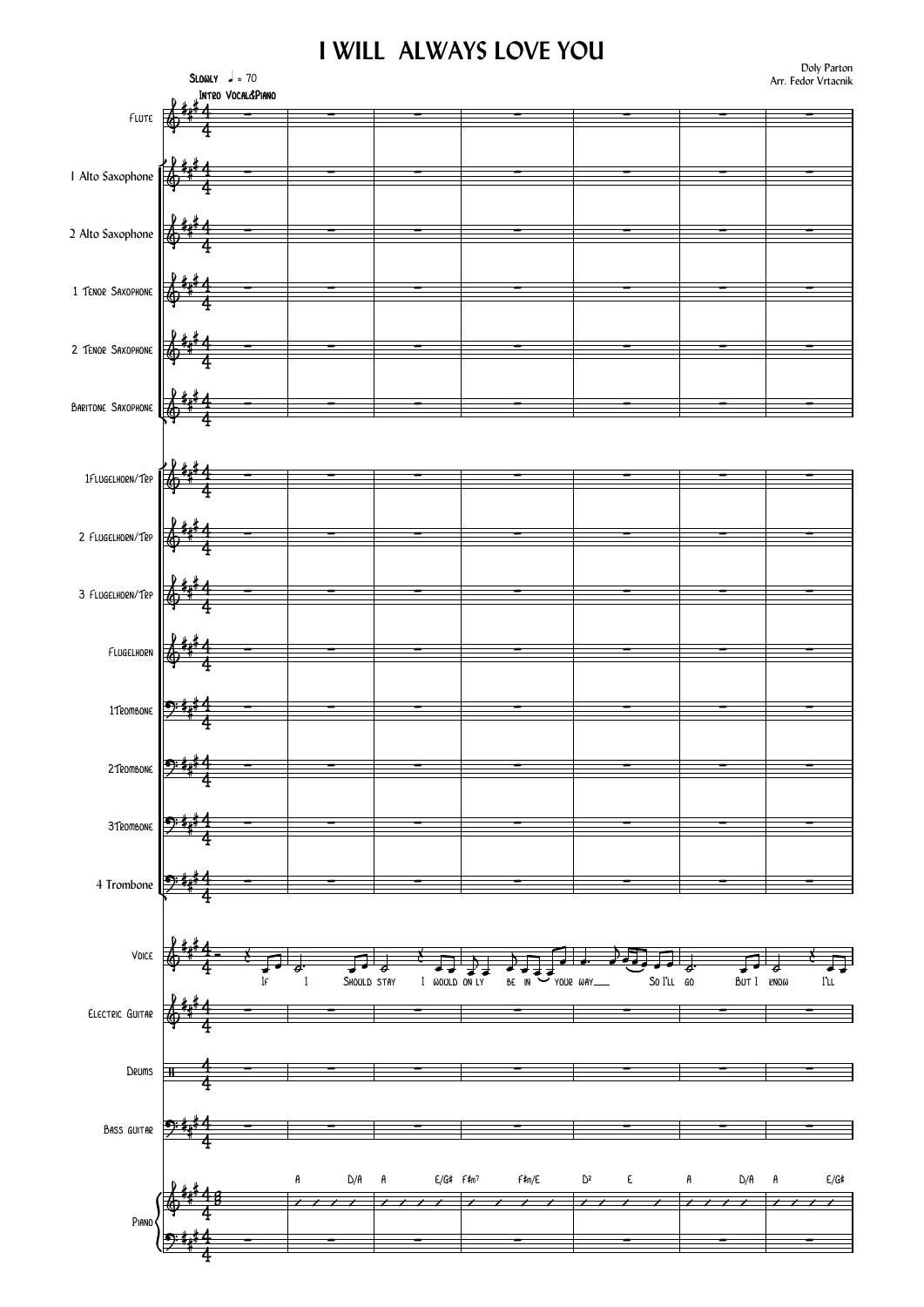# I WILL ALWAYS LOVE YOU

Doly Parton
Arr. Fedor Vrtacnik

Slowly ♩ = 70

Intro Vocal&Piano

Flute

1 Alto Saxophone

2 Alto Saxophone

1 Tenor Saxophone

2 Tenor Saxophone

Baritone Saxophone

1Flugelhorn/Trp

2 Flugelhorn/Trp

3 Flugelhorn/Trp

Flugelhorn

1Trombone

2Trombone

3Trombone

4 Trombone

Voice

If I Should stay I would on ly be in your way___ So I'll go But I know I'll

Electric Guitar

Drums

Bass guitar

Piano

A D/A A E/G# F#m7 F#m/E D2 E A D/A A E/G#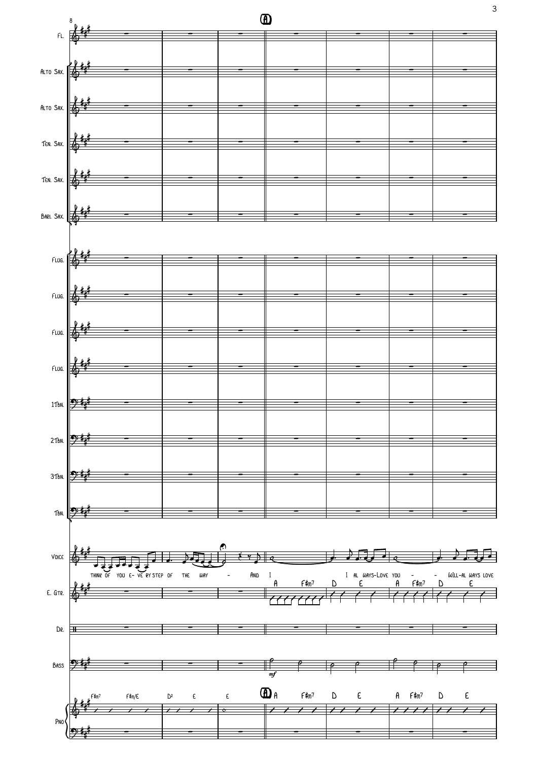**A**

Fl.
Alto Sax.
Alto Sax.
Ten. Sax.
Ten. Sax.
Bari. Sax.
Flug.
Flug.
Flug.
Flug.
1Tbn.
2Tbn.
3Tbn.
Tbn.
Voice
E. Gtr.
Dr.
Bass
Pno

Voice: think of you e- ve ry step of the way - And I I al ways-Love you - - will-al ways love

E. Gtr.: A F♯m7 D E A F♯m7 D E

Bass: *mf*

Pno: F♯m7 F♯m/E D² E E **A** A F♯m7 D E A F♯m7 D E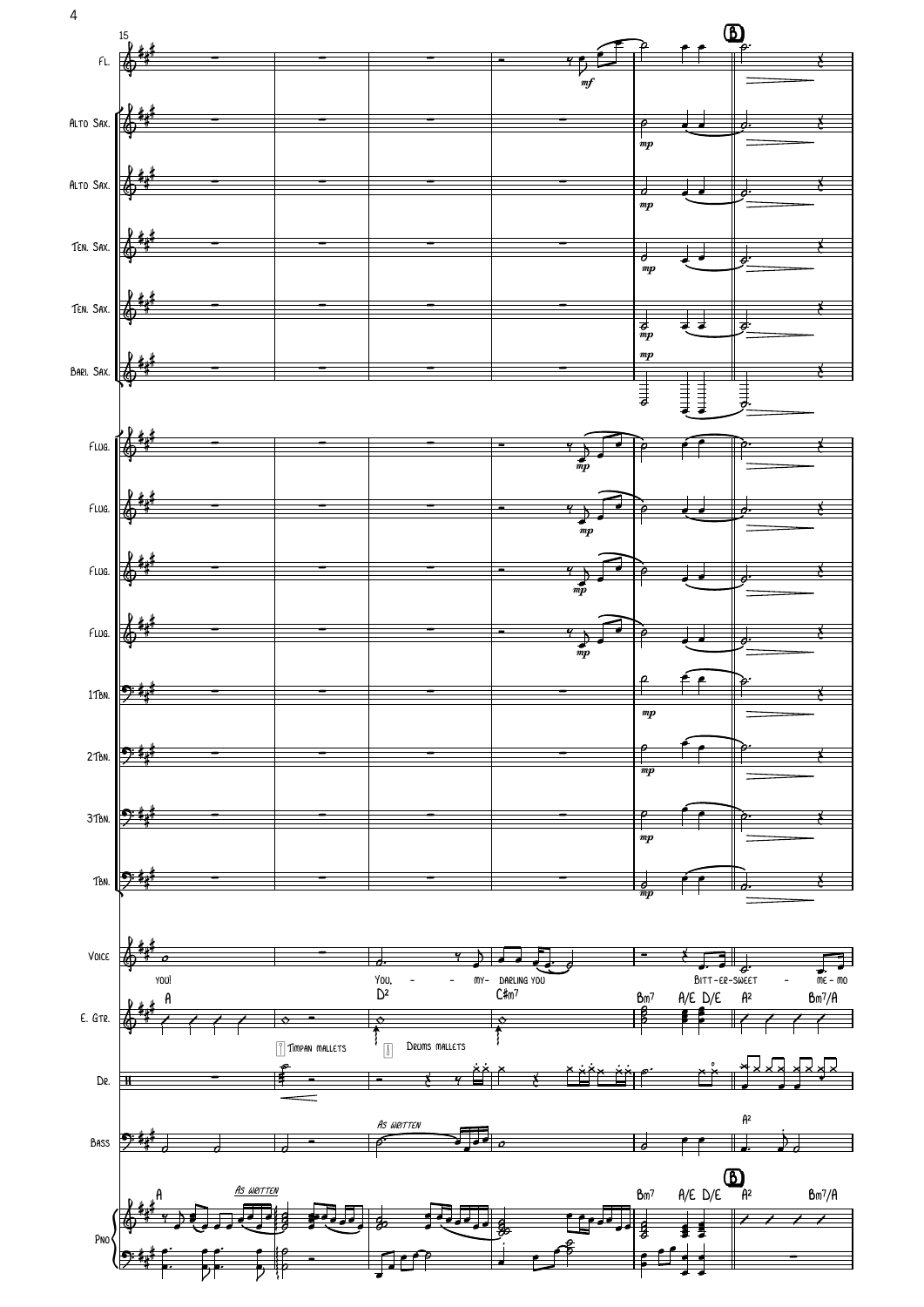15

B

Fl.

Alto Sax.

Alto Sax.

Ten. Sax.

Ten. Sax.

Bari. Sax.

Flug.

Flug.

Flug.

Flug.

1Tbn.

2Tbn.

3Tbn.

Tbn.

Voice

you! You, - - my- darling you Bitt-er-sweet - me-mo

E. Gtr.

A D2 C#m7 Bm7 A/E D/E A2 Bm7/A

Timpan mallets Drums mallets

Dr.

As written

A2

Bass

B

A As written Bm7 A/E D/E A2 Bm7/A

Pno